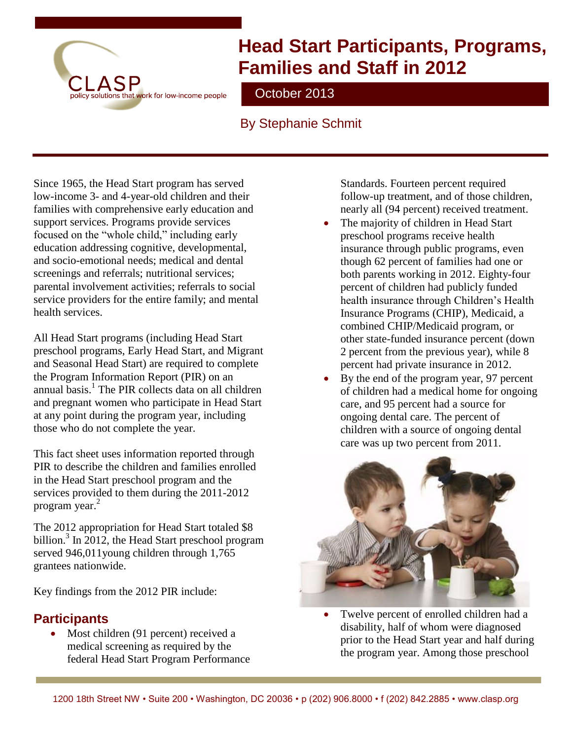# Head Start Participants, Programs, Families and Staff in 2012

October 2013

By Stephanie Schmit

Since 1965, the Head Start program has served low-income 3- and 4-year-old children and their families with comprehensive early education and support services. Programs provide services focused on the "whole child," including early education addressing cognitive, developmental, and socio-emotional needs; medical and dental screenings and referrals; nutritional services; parental involvement activities; referrals to social service providers for the entire family; and mental health services.

All Head Start programs (including Head Start preschool programs, Early Head Start, and Migrant and Seasonal Head Start) are required to complete the Program Information Report (PIR) on an annual basis.[1] The PIR collects data on all children and pregnant women who participate in Head Start at any point during the program year, including those who do not complete the year.

This fact sheet uses information reported through PIR to describe the children and families enrolled in the Head Start preschool program and the services provided to them during the 2011-2012 program year.[2]

The 2012 appropriation for Head Start totaled $8 billion.[3] In 2012, the Head Start preschool program served 946,011young children through 1,765 grantees nationwide.

Key findings from the 2012 PIR include:

## Participants

- Most children (91 percent) received a medical screening as required by the federal Head Start Program Performance Standards. Fourteen percent required follow-up treatment, and of those children, nearly all (94 percent) received treatment.
- The majority of children in Head Start preschool programs receive health insurance through public programs, even though 62 percent of families had one or both parents working in 2012. Eighty-four percent of children had publicly funded health insurance through Children's Health Insurance Programs (CHIP), Medicaid, a combined CHIP/Medicaid program, or other state-funded insurance percent (down 2 percent from the previous year), while 8 percent had private insurance in 2012.
- By the end of the program year, 97 percent of children had a medical home for ongoing care, and 95 percent had a source for ongoing dental care. The percent of children with a source of ongoing dental care was up two percent from 2011.
- Twelve percent of enrolled children had a disability, half of whom were diagnosed prior to the Head Start year and half during the program year. Among those preschool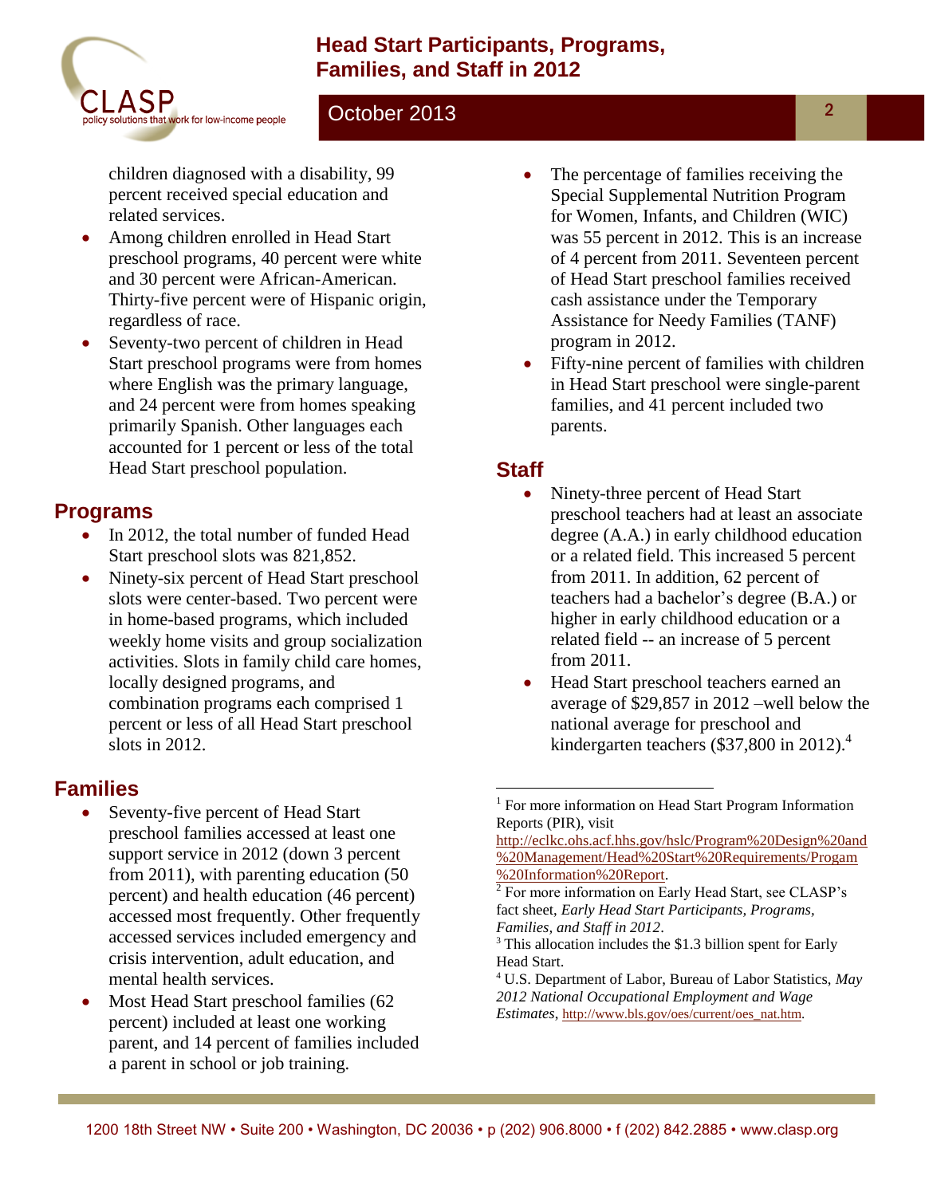children diagnosed with a disability, 99 percent received special education and related services.

- Among children enrolled in Head Start preschool programs, 40 percent were white and 30 percent were African-American. Thirty-five percent were of Hispanic origin, regardless of race.
- Seventy-two percent of children in Head Start preschool programs were from homes where English was the primary language, and 24 percent were from homes speaking primarily Spanish. Other languages each accounted for 1 percent or less of the total Head Start preschool population.

## Programs

- In 2012, the total number of funded Head Start preschool slots was 821,852.
- Ninety-six percent of Head Start preschool slots were center-based. Two percent were in home-based programs, which included weekly home visits and group socialization activities. Slots in family child care homes, locally designed programs, and combination programs each comprised 1 percent or less of all Head Start preschool slots in 2012.

## Families

- Seventy-five percent of Head Start preschool families accessed at least one support service in 2012 (down 3 percent from 2011), with parenting education (50 percent) and health education (46 percent) accessed most frequently. Other frequently accessed services included emergency and crisis intervention, adult education, and mental health services.
- Most Head Start preschool families (62 percent) included at least one working parent, and 14 percent of families included a parent in school or job training.
- The percentage of families receiving the Special Supplemental Nutrition Program for Women, Infants, and Children (WIC) was 55 percent in 2012. This is an increase of 4 percent from 2011. Seventeen percent of Head Start preschool families received cash assistance under the Temporary Assistance for Needy Families (TANF) program in 2012.
- Fifty-nine percent of families with children in Head Start preschool were single-parent families, and 41 percent included two parents.

## Staff

- Ninety-three percent of Head Start preschool teachers had at least an associate degree (A.A.) in early childhood education or a related field. This increased 5 percent from 2011. In addition, 62 percent of teachers had a bachelor's degree (B.A.) or higher in early childhood education or a related field -- an increase of 5 percent from 2011.
- Head Start preschool teachers earned an average of $29,857 in 2012 –well below the national average for preschool and kindergarten teachers ($37,800 in 2012).[4]

---

[1] For more information on Head Start Program Information Reports (PIR), visit http://eclkc.ohs.acf.hhs.gov/hslc/Program%20Design%20and%20Management/Head%20Start%20Requirements/Progam%20Information%20Report.

[2] For more information on Early Head Start, see CLASP's fact sheet, *Early Head Start Participants, Programs, Families, and Staff in 2012*.

[3] This allocation includes the $1.3 billion spent for Early Head Start.

[4] U.S. Department of Labor, Bureau of Labor Statistics, *May 2012 National Occupational Employment and Wage Estimates*, http://www.bls.gov/oes/current/oes_nat.htm.